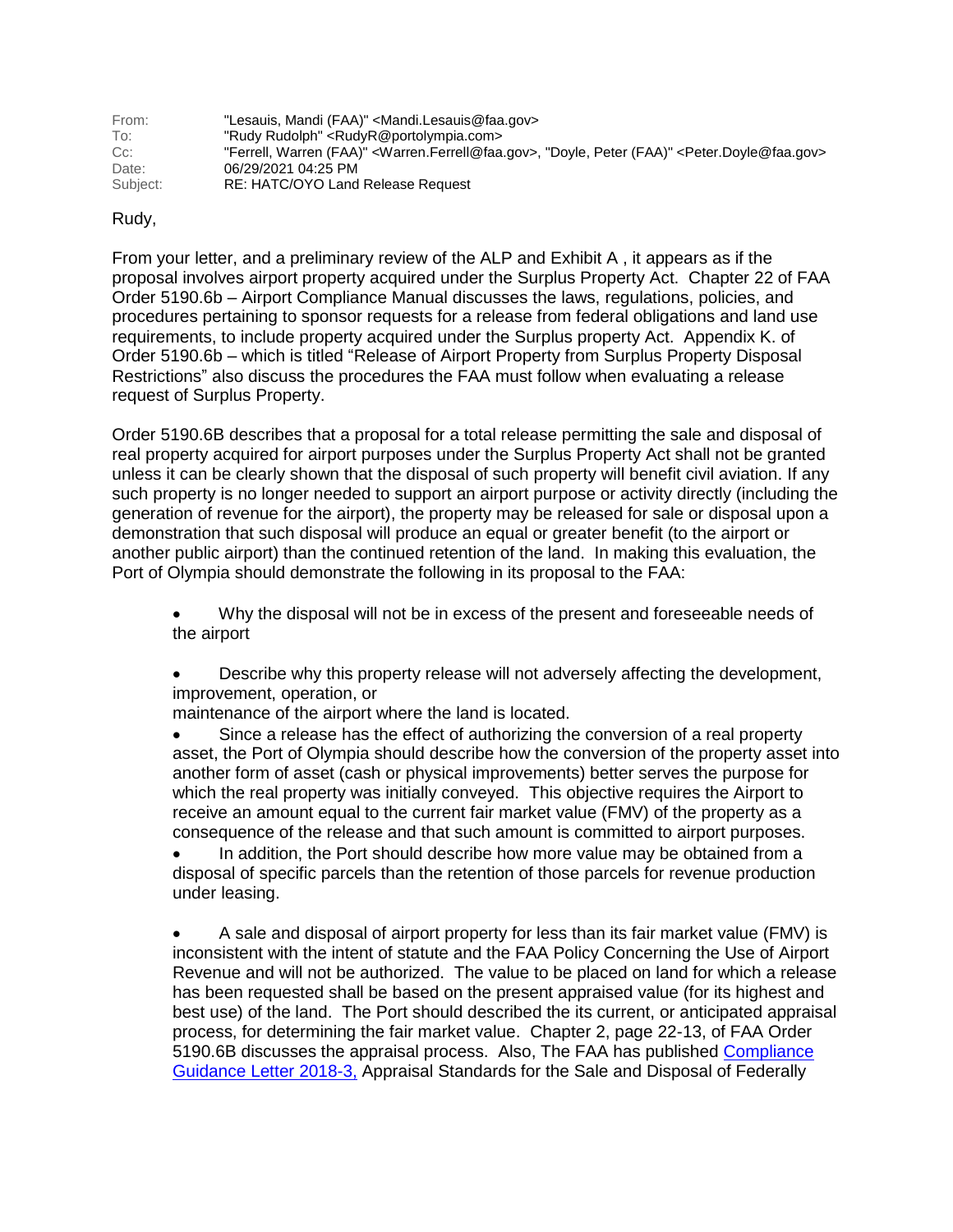From: "Lesauis, Mandi (FAA)" <Mandi.Lesauis@faa.gov>
To: "Rudy Rudolph" <RudyR@portolympia.com>
Cc: "Ferrell, Warren (FAA)" <Warren.Ferrell@faa.gov>, "Doyle, Peter (FAA)" <Peter.Doyle@faa.gov>
Date: 06/29/2021 04:25 PM
Subject: RE: HATC/OYO Land Release Request

Rudy,

From your letter, and a preliminary review of the ALP and Exhibit A , it appears as if the proposal involves airport property acquired under the Surplus Property Act. Chapter 22 of FAA Order 5190.6b – Airport Compliance Manual discusses the laws, regulations, policies, and procedures pertaining to sponsor requests for a release from federal obligations and land use requirements, to include property acquired under the Surplus property Act. Appendix K. of Order 5190.6b – which is titled "Release of Airport Property from Surplus Property Disposal Restrictions" also discuss the procedures the FAA must follow when evaluating a release request of Surplus Property.

Order 5190.6B describes that a proposal for a total release permitting the sale and disposal of real property acquired for airport purposes under the Surplus Property Act shall not be granted unless it can be clearly shown that the disposal of such property will benefit civil aviation. If any such property is no longer needed to support an airport purpose or activity directly (including the generation of revenue for the airport), the property may be released for sale or disposal upon a demonstration that such disposal will produce an equal or greater benefit (to the airport or another public airport) than the continued retention of the land. In making this evaluation, the Port of Olympia should demonstrate the following in its proposal to the FAA:

- Why the disposal will not be in excess of the present and foreseeable needs of the airport

- Describe why this property release will not adversely affecting the development, improvement, operation, or maintenance of the airport where the land is located.
- Since a release has the effect of authorizing the conversion of a real property asset, the Port of Olympia should describe how the conversion of the property asset into another form of asset (cash or physical improvements) better serves the purpose for which the real property was initially conveyed. This objective requires the Airport to receive an amount equal to the current fair market value (FMV) of the property as a consequence of the release and that such amount is committed to airport purposes.
- In addition, the Port should describe how more value may be obtained from a disposal of specific parcels than the retention of those parcels for revenue production under leasing.

- A sale and disposal of airport property for less than its fair market value (FMV) is inconsistent with the intent of statute and the FAA Policy Concerning the Use of Airport Revenue and will not be authorized. The value to be placed on land for which a release has been requested shall be based on the present appraised value (for its highest and best use) of the land. The Port should described the its current, or anticipated appraisal process, for determining the fair market value. Chapter 2, page 22-13, of FAA Order 5190.6B discusses the appraisal process. Also, The FAA has published Compliance Guidance Letter 2018-3, Appraisal Standards for the Sale and Disposal of Federally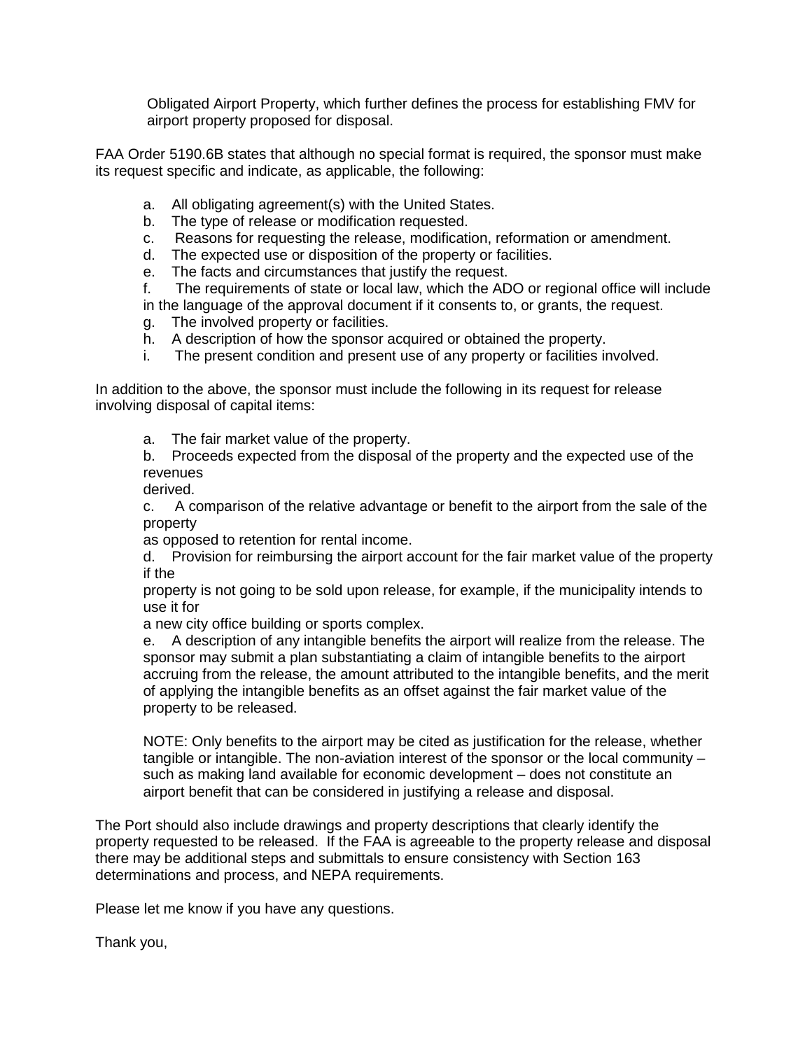Obligated Airport Property, which further defines the process for establishing FMV for airport property proposed for disposal.

FAA Order 5190.6B states that although no special format is required, the sponsor must make its request specific and indicate, as applicable, the following:

a. All obligating agreement(s) with the United States.
b. The type of release or modification requested.
c. Reasons for requesting the release, modification, reformation or amendment.
d. The expected use or disposition of the property or facilities.
e. The facts and circumstances that justify the request.
f. The requirements of state or local law, which the ADO or regional office will include in the language of the approval document if it consents to, or grants, the request.
g. The involved property or facilities.
h. A description of how the sponsor acquired or obtained the property.
i. The present condition and present use of any property or facilities involved.

In addition to the above, the sponsor must include the following in its request for release involving disposal of capital items:

a. The fair market value of the property.
b. Proceeds expected from the disposal of the property and the expected use of the revenues derived.
c. A comparison of the relative advantage or benefit to the airport from the sale of the property as opposed to retention for rental income.
d. Provision for reimbursing the airport account for the fair market value of the property if the property is not going to be sold upon release, for example, if the municipality intends to use it for a new city office building or sports complex.
e. A description of any intangible benefits the airport will realize from the release. The sponsor may submit a plan substantiating a claim of intangible benefits to the airport accruing from the release, the amount attributed to the intangible benefits, and the merit of applying the intangible benefits as an offset against the fair market value of the property to be released.

NOTE: Only benefits to the airport may be cited as justification for the release, whether tangible or intangible. The non-aviation interest of the sponsor or the local community – such as making land available for economic development – does not constitute an airport benefit that can be considered in justifying a release and disposal.

The Port should also include drawings and property descriptions that clearly identify the property requested to be released. If the FAA is agreeable to the property release and disposal there may be additional steps and submittals to ensure consistency with Section 163 determinations and process, and NEPA requirements.

Please let me know if you have any questions.

Thank you,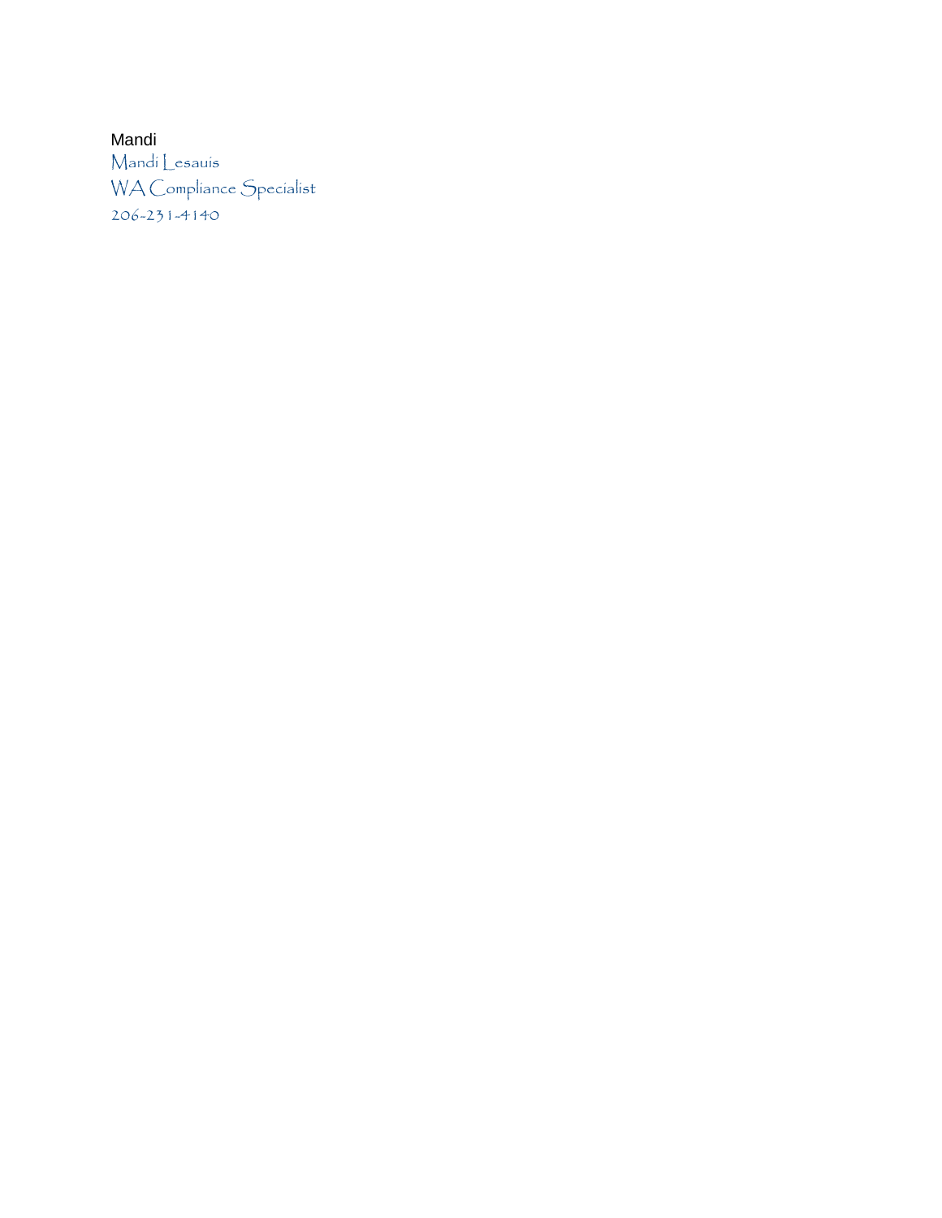Mandi

Mandi Lesauis
WA Compliance Specialist
206-231-4140